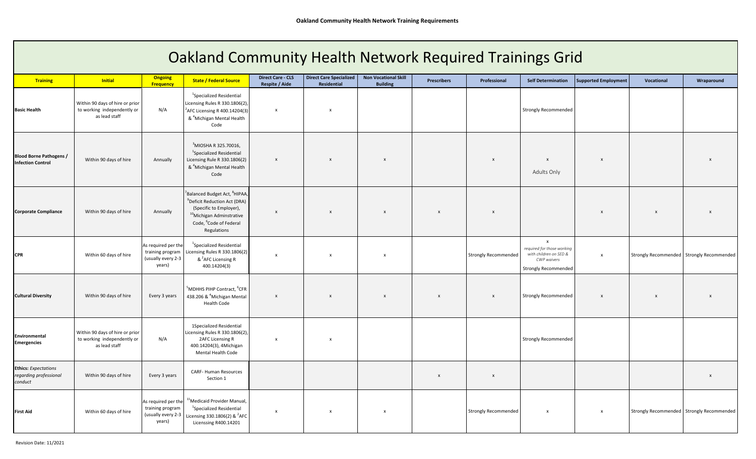# Oakland Community Health Network Required Trainings Grid

| Training | Initial | Ongoing Frequency | State / Federal Source | Direct Care - CLS Respite / Aide | Direct Care Specialized Residential | Non Vocational Skill Building | Prescribers | Professional | Self Determination | Supported Employment | Vocational | Wraparound |
|---|---|---|---|---|---|---|---|---|---|---|---|---|
| **Basic Health** | Within 90 days of hire or prior to working independently or as lead staff | N/A | [1]Specialized Residential Licensing Rules R 330.1806(2), [2]AFC Licensing R 400.14204(3) & [4]Michigan Mental Health Code | x | x | | | | Strongly Recommended | | | |
| **Blood Borne Pathogens / Infection Control** | Within 90 days of hire | Annually | [3]MIOSHA R 325.70016, [1]Specialized Residential Licensing Rule R 330.1806(2) & [4]Michigan Mental Health Code | x | x | x | | x | x Adults Only | x | | x |
| **Corporate Compliance** | Within 90 days of hire | Annually | [7]Balanced Budget Act, [8]HIPAA, [9]Deficit Reduction Act (DRA) (Specific to Employer), [10]Michigan Adminstrative Code, [6]Code of Federal Regulations | x | x | x | x | x | | x | x | x |
| **CPR** | Within 60 days of hire | As required per the training program (usually every 2-3 years) | [1]Specialized Residential Licensing Rules R 330.1806(2) & [2]AFC Licensing R 400.14204(3) | x | x | x | | Strongly Recommended | x *required for those working with children on SED & CWP waivers* Strongly Recommended | x | Strongly Recommended | Strongly Recommended |
| **Cultural Diversity** | Within 90 days of hire | Every 3 years | [5]MDHHS PIHP Contract, [6]CFR 438.206 & [4]Michigan Mental Health Code | x | x | x | x | x | Strongly Recommended | x | x | x |
| **Environmental Emergencies** | Within 90 days of hire or prior to working independently or as lead staff | N/A | 1Specialized Residential Licensing Rules R 330.1806(2), 2AFC Licensing R 400.14204(3), 4Michigan Mental Health Code | x | x | | | | Strongly Recommended | | | |
| **Ethics:** *Expectations regarding professional conduct* | Within 90 days of hire | Every 3 years | CARF- Human Resources Section 1 | | | | x | x | | | | x |
| **First Aid** | Within 60 days of hire | As required per the training program (usually every 2-3 years) | [11]Medicaid Provider Manual, [1]Specialized Residential Licensing 330.1806(2) & [2]AFC Licenssing R400.14201 | x | x | x | | Strongly Recommended | x | x | Strongly Recommended | Strongly Recommended |

Revision Date: 11/2021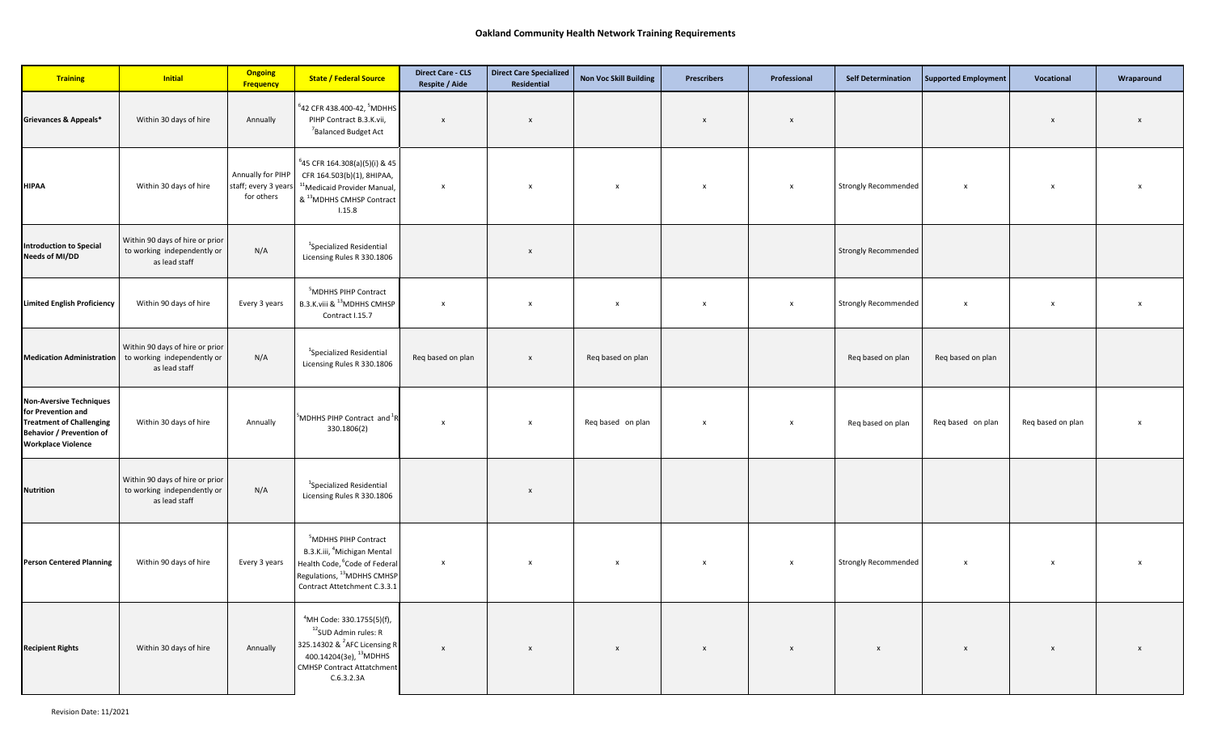## Oakland Community Health Network Training Requirements

| Training | Initial | Ongoing Frequency | State / Federal Source | Direct Care - CLS Respite / Aide | Direct Care Specialized Residential | Non Voc Skill Building | Prescribers | Professional | Self Determination | Supported Employment | Vocational | Wraparound |
|---|---|---|---|---|---|---|---|---|---|---|---|---|
| **Grievances & Appeals*** | Within 30 days of hire | Annually | [6]42 CFR 438.400-42, [5]MDHHS PIHP Contract B.3.K.vii, [7]Balanced Budget Act | x | x | | x | x | | | x | x |
| **HIPAA** | Within 30 days of hire | Annually for PIHP staff; every 3 years for others | [6]45 CFR 164.308(a)(5)(i) & 45 CFR 164.503(b)(1), 8HIPAA, [11]Medicaid Provider Manual, & [13]MDHHS CMHSP Contract I.15.8 | x | x | x | x | x | Strongly Recommended | x | x | x |
| **Introduction to Special Needs of MI/DD** | Within 90 days of hire or prior to working independently or as lead staff | N/A | [1]Specialized Residential Licensing Rules R 330.1806 | | x | | | | Strongly Recommended | | | |
| **Limited English Proficiency** | Within 90 days of hire | Every 3 years | [5]MDHHS PIHP Contract B.3.K.viii & [13]MDHHS CMHSP Contract I.15.7 | x | x | x | x | x | Strongly Recommended | x | x | x |
| **Medication Administration** | Within 90 days of hire or prior to working independently or as lead staff | N/A | [1]Specialized Residential Licensing Rules R 330.1806 | Req based on plan | x | Req based on plan | | | Req based on plan | Req based on plan | | |
| **Non-Aversive Techniques for Prevention and Treatment of Challenging Behavior / Prevention of Workplace Violence** | Within 30 days of hire | Annually | [5]MDHHS PIHP Contract and [1]R 330.1806(2) | x | x | Req based on plan | x | x | Req based on plan | Req based on plan | Req based on plan | x |
| **Nutrition** | Within 90 days of hire or prior to working independently or as lead staff | N/A | [1]Specialized Residential Licensing Rules R 330.1806 | | x | | | | | | | |
| **Person Centered Planning** | Within 90 days of hire | Every 3 years | [5]MDHHS PIHP Contract B.3.K.iii, [4]Michigan Mental Health Code, [6]Code of Federal Regulations, [13]MDHHS CMHSP Contract Attetchment C.3.3.1 | x | x | x | x | x | Strongly Recommended | x | x | x |
| **Recipient Rights** | Within 30 days of hire | Annually | [4]MH Code: 330.1755(5)(f), [12]SUD Admin rules: R 325.14302 & [2]AFC Licensing R 400.14204(3e), [13]MDHHS CMHSP Contract Attatchment C.6.3.2.3A | x | x | x | x | x | x | x | x | x |

Revision Date: 11/2021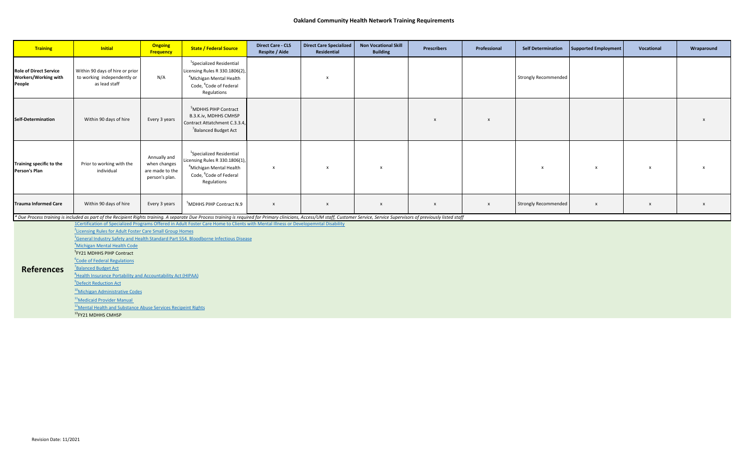## Oakland Community Health Network Training Requirements

| Training | Initial | Ongoing Frequency | State / Federal Source | Direct Care - CLS Respite / Aide | Direct Care Specialized Residential | Non Vocational Skill Building | Prescribers | Professional | Self Determination | Supported Employment | Vocational | Wraparound |
|---|---|---|---|---|---|---|---|---|---|---|---|---|
| **Role of Direct Service Workers/Working with People** | Within 90 days of hire or prior to working independently or as lead staff | N/A | [1]Specialized Residential Licensing Rules R 330.1806(2), [4]Michigan Mental Health Code, [6]Code of Federal Regulations | | x | | | | Strongly Recommended | | | |
| **Self-Determination** | Within 90 days of hire | Every 3 years | [5]MDHHS PIHP Contract B.3.K.iv, MDHHS CMHSP Contract Attatchment C.3.3.4, [7]Balanced Budget Act | | | | x | x | | | | x |
| **Training specific to the Person's Plan** | Prior to working with the individual | Annually and when changes are made to the person's plan. | [1]Specialized Residential Licensing Rules R 330.1806(1), [4]Michigan Mental Health Code, [6]Code of Federal Regulations | x | x | x | | | x | x | x | x |
| **Trauma Informed Care** | Within 90 days of hire | Every 3 years | [5]MDHHS PIHP Contract N.9 | x | x | x | x | x | Strongly Recommended | x | x | x |

*\* Due Process training is included as part of the Recipient Rights training. A separate Due Process training is required for Primary clinicians, Access/UM staff, Customer Service, Service Supervisors of previously listed staff*

## References

1Certification of Specialized Programs Offered in Adult Foster Care Home to Clients with Mental Illness or Developemntal Disability
[2]Licensing Rules for Adult Foster Care Small Group Homes
[3]General Industry Safety and Health Standard Part 554. Bloodborne Infectious Disease
[4]Michigan Mental Health Code
[5]FY21 MDHHS PIHP Contract
[6]Code of Federal Regulations
[7]Balanced Budget Act
[8]Health Insurance Portability and Accountability Act (HIPAA)
[9]Defecit Reduction Act
[10]Michigan Administrative Codes
[11]Medicaid Provider Manual
[12]Mental Health and Substance Abuse Services Recipeint Rights
[13]FY21 MDHHS CMHSP

Revision Date: 11/2021